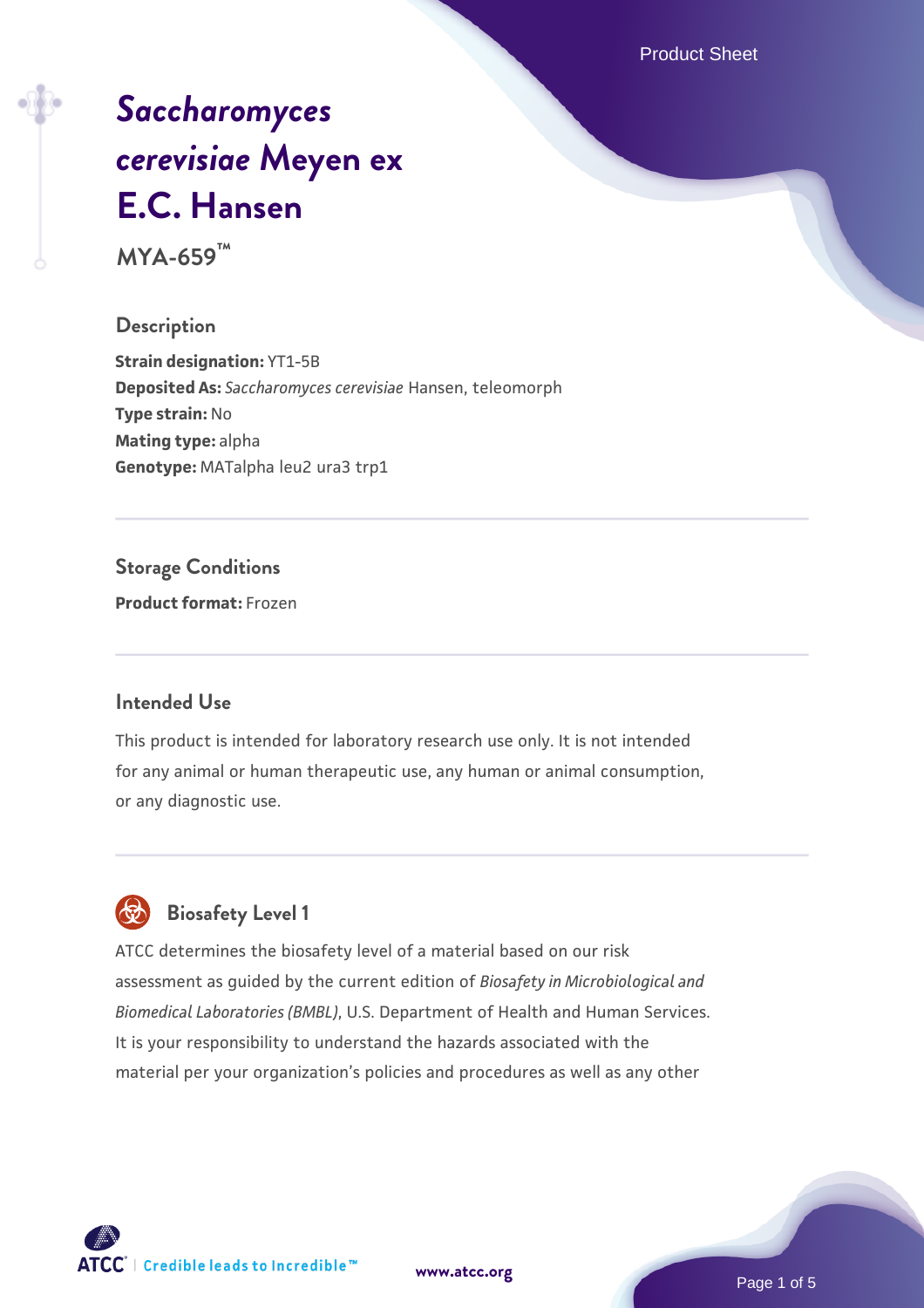# *Saccharomyces cerevisiae* Meyen ex E.C. Hansen

**MYA-659™**

## Description

**Strain designation:** YT1-5B
**Deposited As:** *Saccharomyces cerevisiae* Hansen, teleomorph
**Type strain:** No
**Mating type:** alpha
**Genotype:** MATalpha leu2 ura3 trp1

## Storage Conditions

**Product format:** Frozen

## Intended Use

This product is intended for laboratory research use only. It is not intended for any animal or human therapeutic use, any human or animal consumption, or any diagnostic use.

## Biosafety Level 1

ATCC determines the biosafety level of a material based on our risk assessment as guided by the current edition of *Biosafety in Microbiological and Biomedical Laboratories (BMBL)*, U.S. Department of Health and Human Services. It is your responsibility to understand the hazards associated with the material per your organization's policies and procedures as well as any other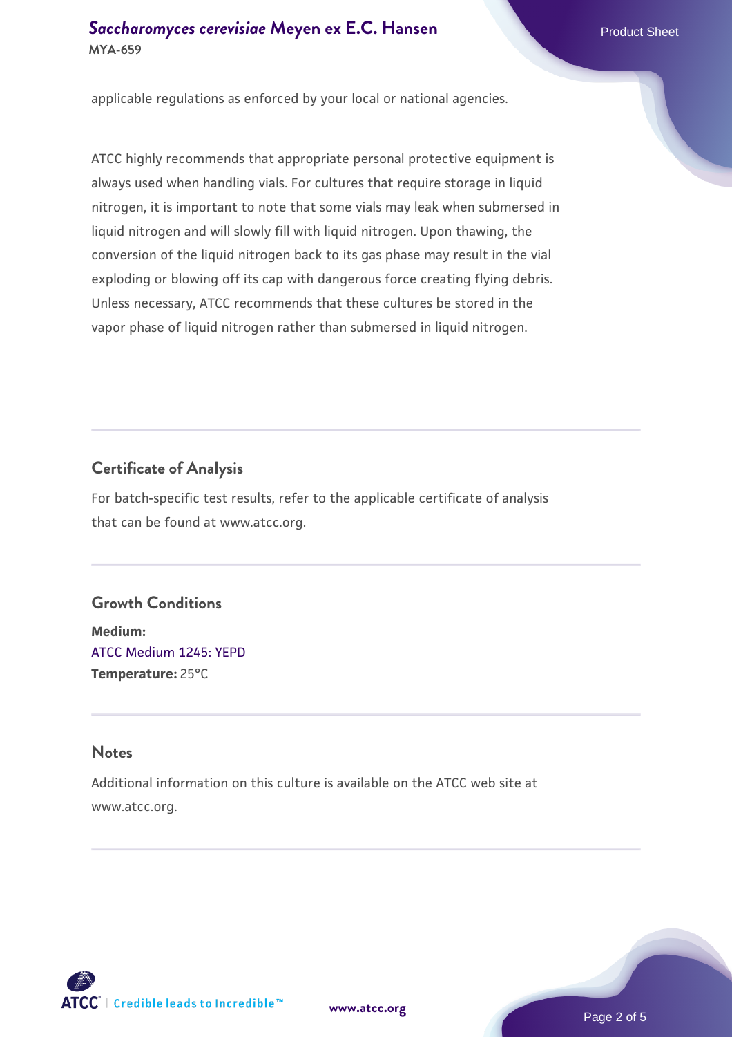applicable regulations as enforced by your local or national agencies.

ATCC highly recommends that appropriate personal protective equipment is always used when handling vials. For cultures that require storage in liquid nitrogen, it is important to note that some vials may leak when submersed in liquid nitrogen and will slowly fill with liquid nitrogen. Upon thawing, the conversion of the liquid nitrogen back to its gas phase may result in the vial exploding or blowing off its cap with dangerous force creating flying debris. Unless necessary, ATCC recommends that these cultures be stored in the vapor phase of liquid nitrogen rather than submersed in liquid nitrogen.

## Certificate of Analysis

For batch-specific test results, refer to the applicable certificate of analysis that can be found at www.atcc.org.

## Growth Conditions

**Medium:**
ATCC Medium 1245: YEPD
**Temperature:** 25°C

## Notes

Additional information on this culture is available on the ATCC web site at www.atcc.org.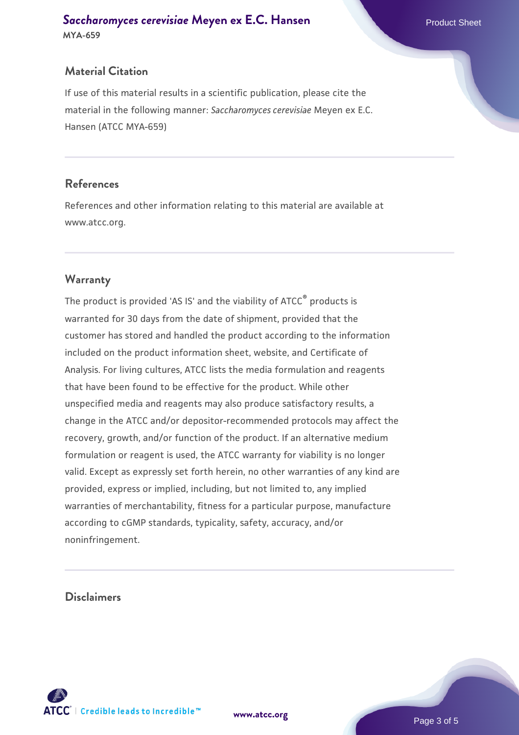## Material Citation

If use of this material results in a scientific publication, please cite the material in the following manner: *Saccharomyces cerevisiae* Meyen ex E.C. Hansen (ATCC MYA-659)

## References

References and other information relating to this material are available at www.atcc.org.

## Warranty

The product is provided 'AS IS' and the viability of ATCC® products is warranted for 30 days from the date of shipment, provided that the customer has stored and handled the product according to the information included on the product information sheet, website, and Certificate of Analysis. For living cultures, ATCC lists the media formulation and reagents that have been found to be effective for the product. While other unspecified media and reagents may also produce satisfactory results, a change in the ATCC and/or depositor-recommended protocols may affect the recovery, growth, and/or function of the product. If an alternative medium formulation or reagent is used, the ATCC warranty for viability is no longer valid. Except as expressly set forth herein, no other warranties of any kind are provided, express or implied, including, but not limited to, any implied warranties of merchantability, fitness for a particular purpose, manufacture according to cGMP standards, typicality, safety, accuracy, and/or noninfringement.

## Disclaimers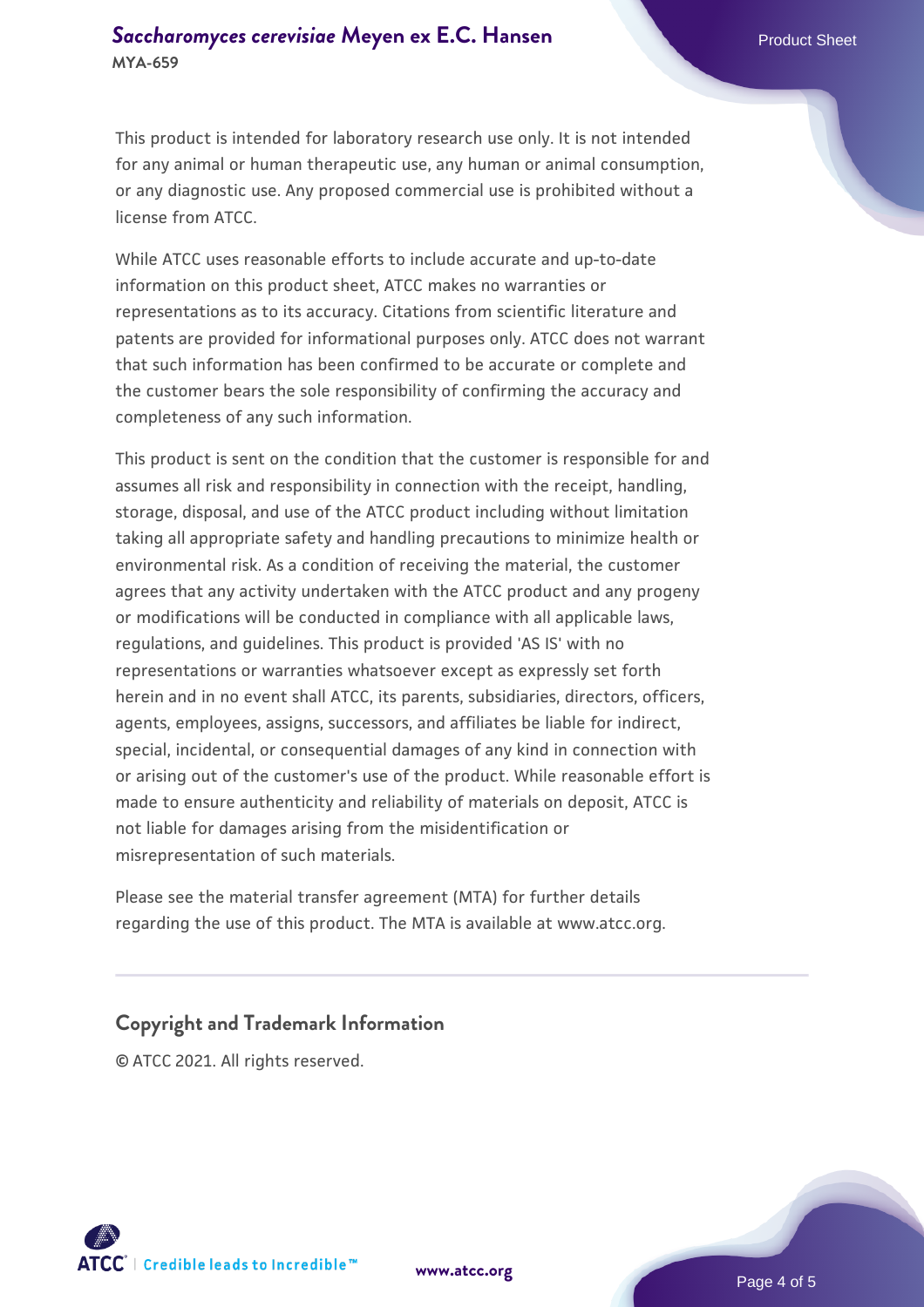This product is intended for laboratory research use only. It is not intended for any animal or human therapeutic use, any human or animal consumption, or any diagnostic use. Any proposed commercial use is prohibited without a license from ATCC.

While ATCC uses reasonable efforts to include accurate and up-to-date information on this product sheet, ATCC makes no warranties or representations as to its accuracy. Citations from scientific literature and patents are provided for informational purposes only. ATCC does not warrant that such information has been confirmed to be accurate or complete and the customer bears the sole responsibility of confirming the accuracy and completeness of any such information.

This product is sent on the condition that the customer is responsible for and assumes all risk and responsibility in connection with the receipt, handling, storage, disposal, and use of the ATCC product including without limitation taking all appropriate safety and handling precautions to minimize health or environmental risk. As a condition of receiving the material, the customer agrees that any activity undertaken with the ATCC product and any progeny or modifications will be conducted in compliance with all applicable laws, regulations, and guidelines. This product is provided 'AS IS' with no representations or warranties whatsoever except as expressly set forth herein and in no event shall ATCC, its parents, subsidiaries, directors, officers, agents, employees, assigns, successors, and affiliates be liable for indirect, special, incidental, or consequential damages of any kind in connection with or arising out of the customer's use of the product. While reasonable effort is made to ensure authenticity and reliability of materials on deposit, ATCC is not liable for damages arising from the misidentification or misrepresentation of such materials.

Please see the material transfer agreement (MTA) for further details regarding the use of this product. The MTA is available at www.atcc.org.

## Copyright and Trademark Information

© ATCC 2021. All rights reserved.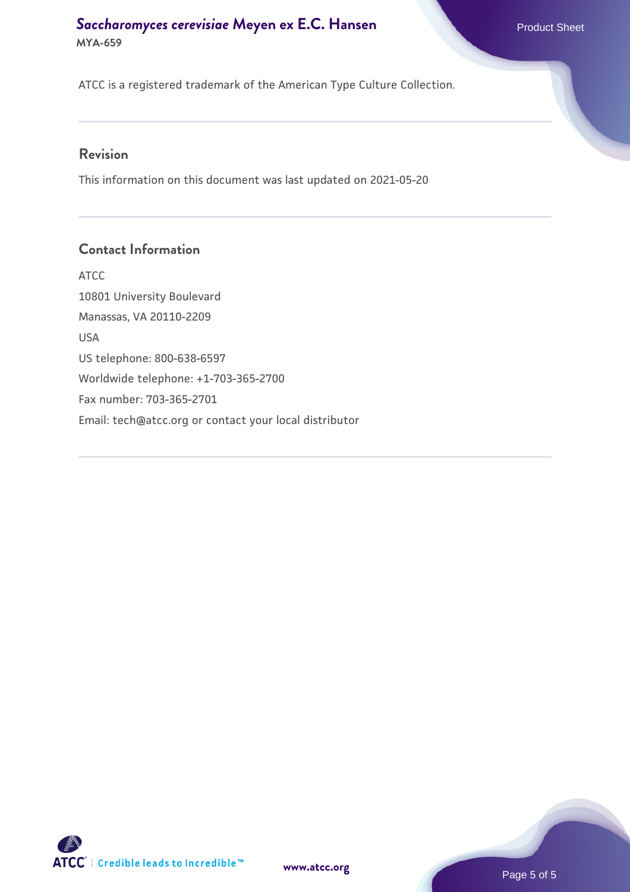ATCC is a registered trademark of the American Type Culture Collection.

## Revision

This information on this document was last updated on 2021-05-20

## Contact Information

ATCC
10801 University Boulevard
Manassas, VA 20110-2209
USA
US telephone: 800-638-6597
Worldwide telephone: +1-703-365-2700
Fax number: 703-365-2701
Email: tech@atcc.org or contact your local distributor